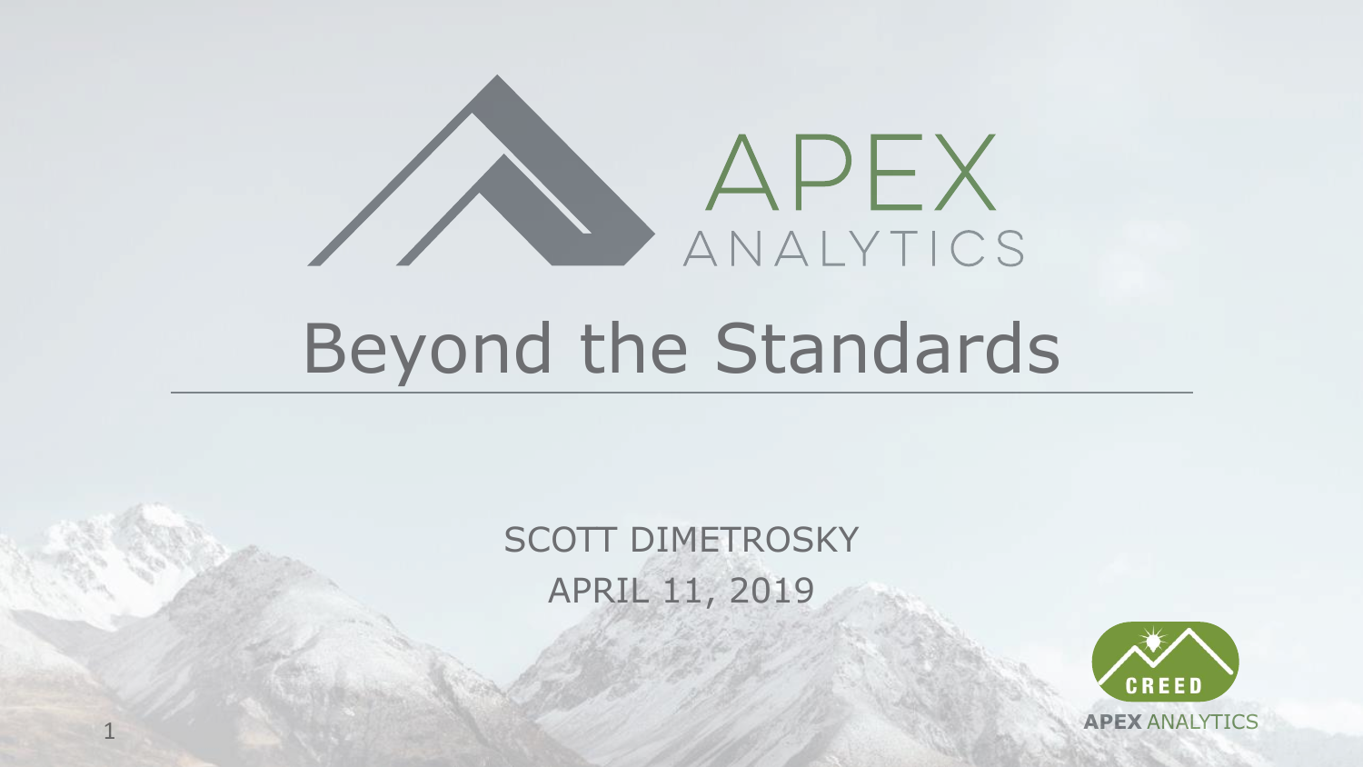APEX ANALYTICS

# Beyond the Standards

SCOTT DIMETROSKY

APRIL 11, 2019

CREED

APEX ANALYTICS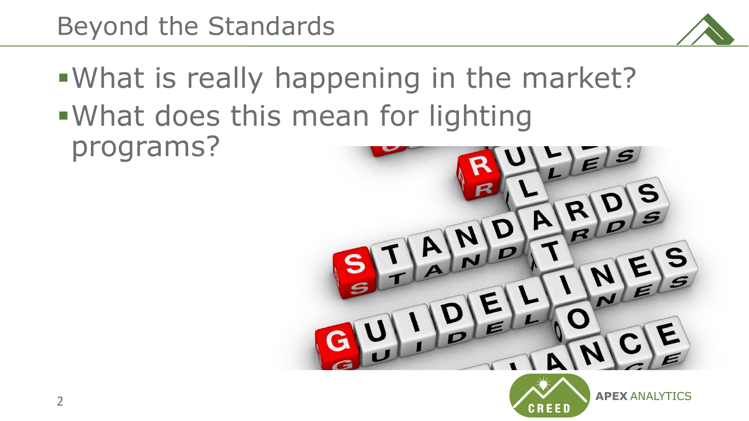# Beyond the Standards

- What is really happening in the market?
- What does this mean for lighting programs?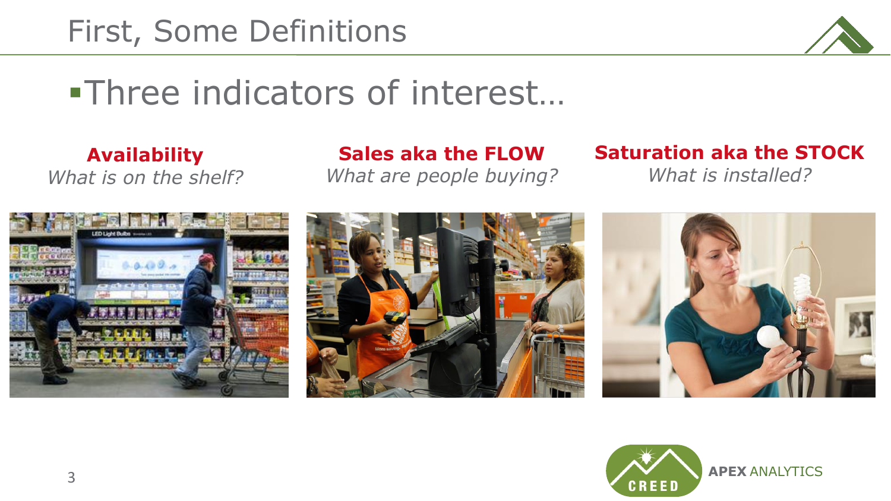# First, Some Definitions

- Three indicators of interest…

**Availability**
*What is on the shelf?*

**Sales aka the FLOW**
*What are people buying?*

**Saturation aka the STOCK**
*What is installed?*

APEX ANALYTICS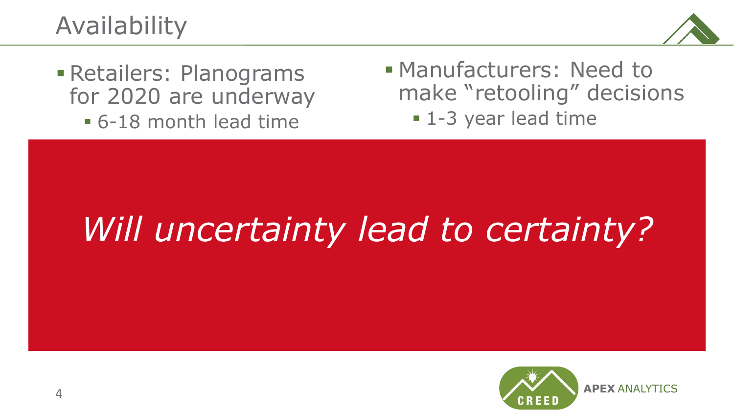# Availability

- Retailers: Planograms for 2020 are underway
  - 6-18 month lead time
- Manufacturers: Need to make "retooling" decisions
  - 1-3 year lead time

*Will uncertainty lead to certainty?*

CREED APEX ANALYTICS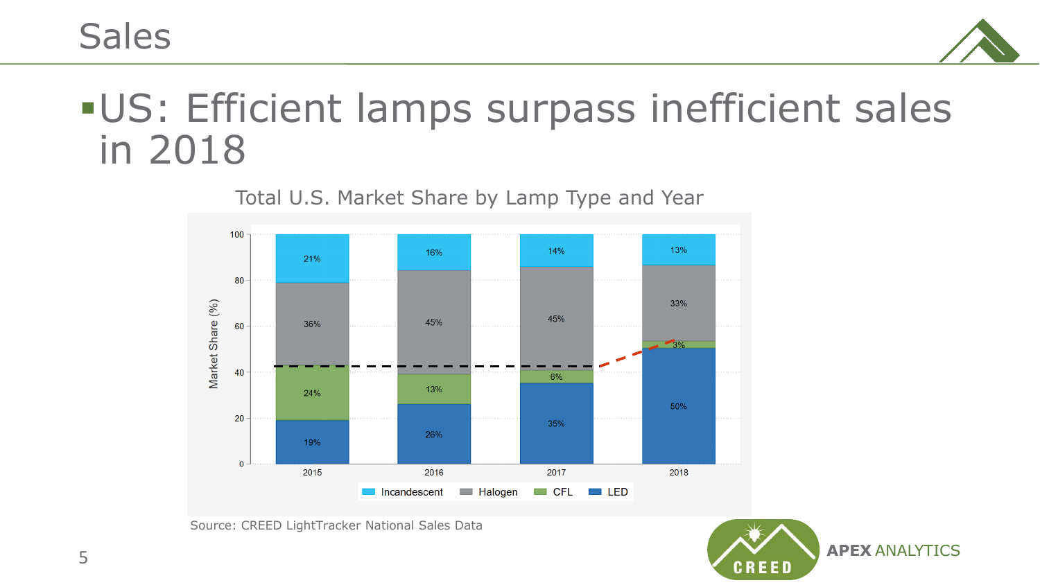# Sales

- US: Efficient lamps surpass inefficient sales in 2018

Total U.S. Market Share by Lamp Type and Year

| Year | Incandescent | Halogen | CFL | LED |
|---|---|---|---|---|
| 2015 | 21% | 36% | 24% | 19% |
| 2016 | 16% | 45% | 13% | 26% |
| 2017 | 14% | 45% | 6% | 35% |
| 2018 | 13% | 33% | 3% | 50% |

Source: CREED LightTracker National Sales Data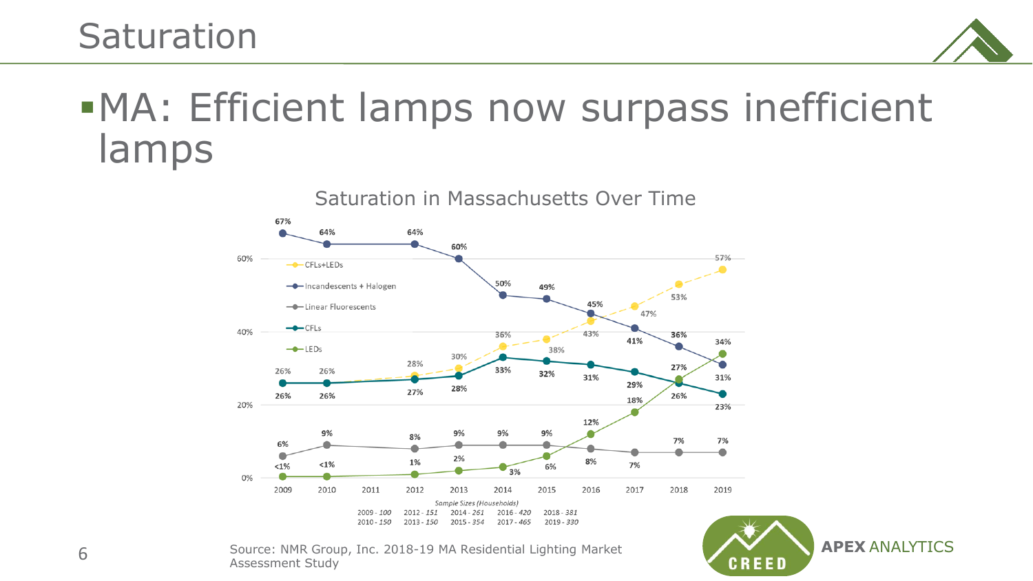# Saturation

- MA: Efficient lamps now surpass inefficient lamps

## Saturation in Massachusetts Over Time

| Year | CFLs+LEDs | Incandescents + Halogen | Linear Fluorescents | CFLs | LEDs |
|---|---|---|---|---|---|
| 2009 | 26% | 67% | 6% | 26% | <1% |
| 2010 | 26% | 64% | 9% | 26% | <1% |
| 2012 | 28% | 64% | 8% | 27% | 1% |
| 2013 | 30% | 60% | 9% | 28% | 2% |
| 2014 | 36% | 50% | 9% | 33% | 3% |
| 2015 | 38% | 49% | 9% | 32% | 6% |
| 2016 | 43% | 45% | 8% | 31% | 12% |
| 2017 | 47% | 41% | 7% | 29% | 18% |
| 2018 | 53% | 36% | 7% | 26% | 27% |
| 2019 | 57% | 31% | 7% | 23% | 34% |

*Sample Sizes (Households)*
2009 - *100* 2012 - *151* 2014 - *261* 2016 - *420* 2018 - *381*
2010 - *150* 2013 - *150* 2015 - *354* 2017 - *465* 2019 - *330*

Source: NMR Group, Inc. 2018-19 MA Residential Lighting Market Assessment Study

CREED APEX ANALYTICS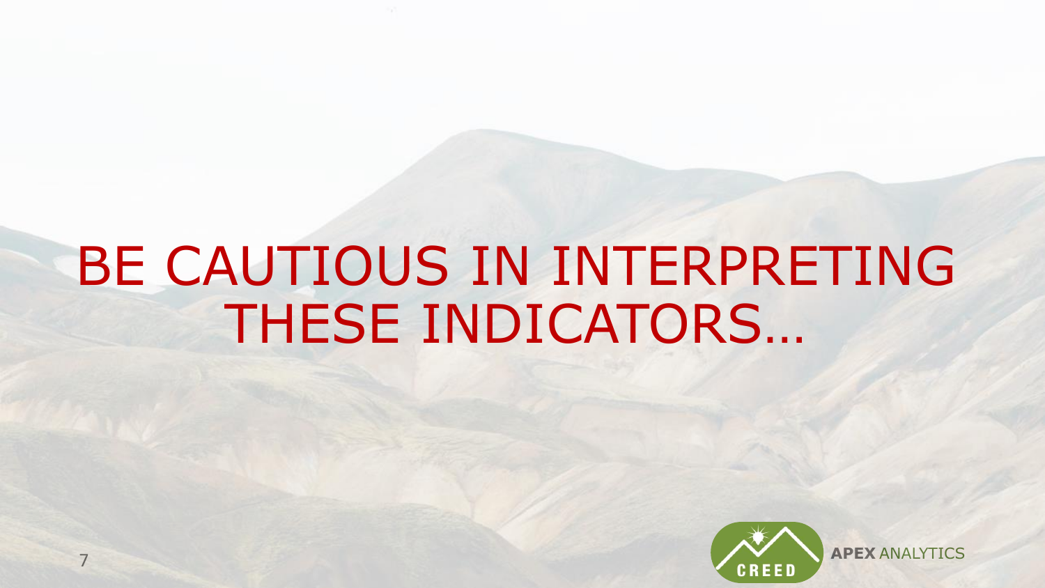# BE CAUTIOUS IN INTERPRETING THESE INDICATORS…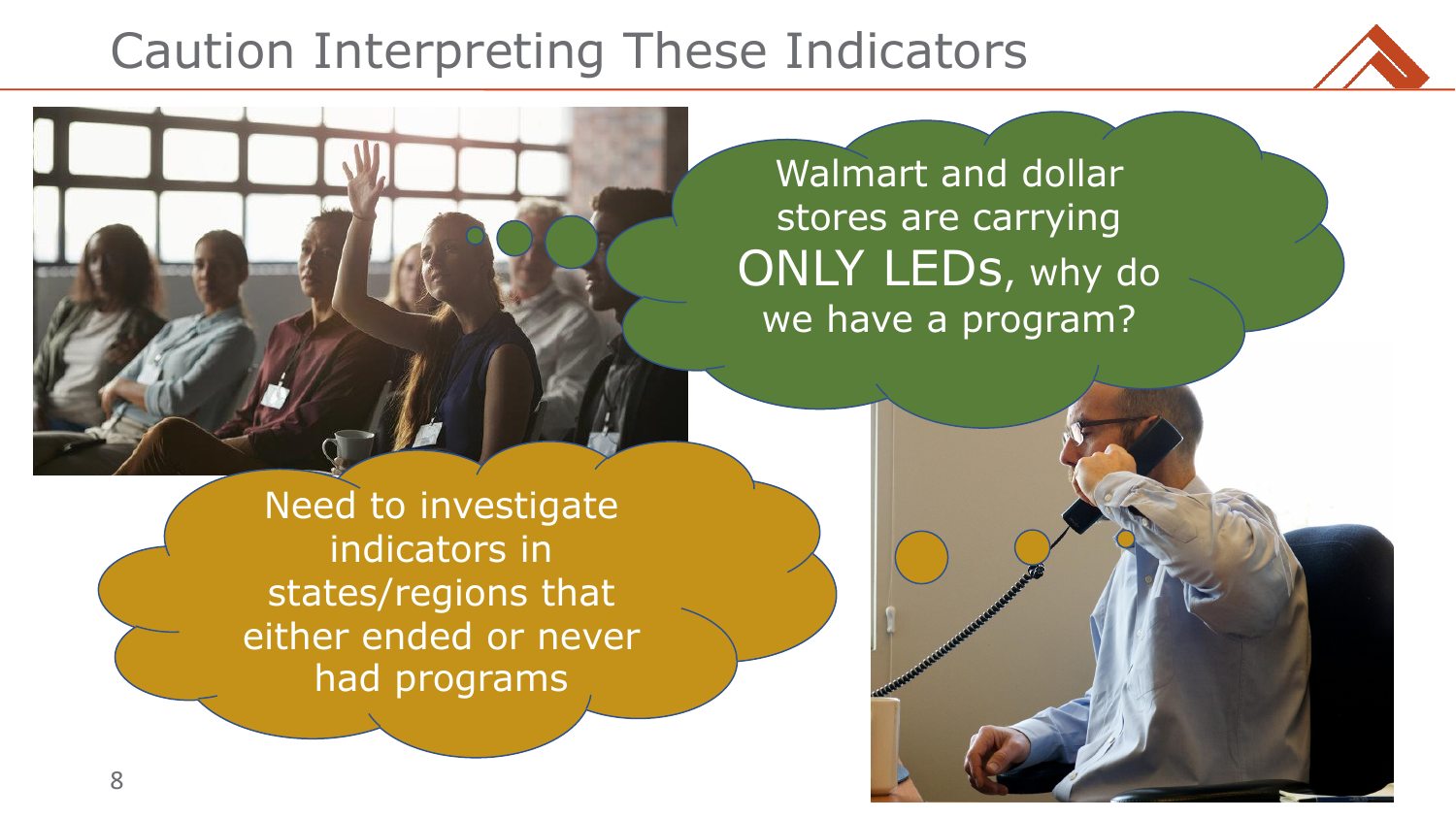# Caution Interpreting These Indicators

Walmart and dollar stores are carrying ONLY LEDs, why do we have a program?

Need to investigate indicators in states/regions that either ended or never had programs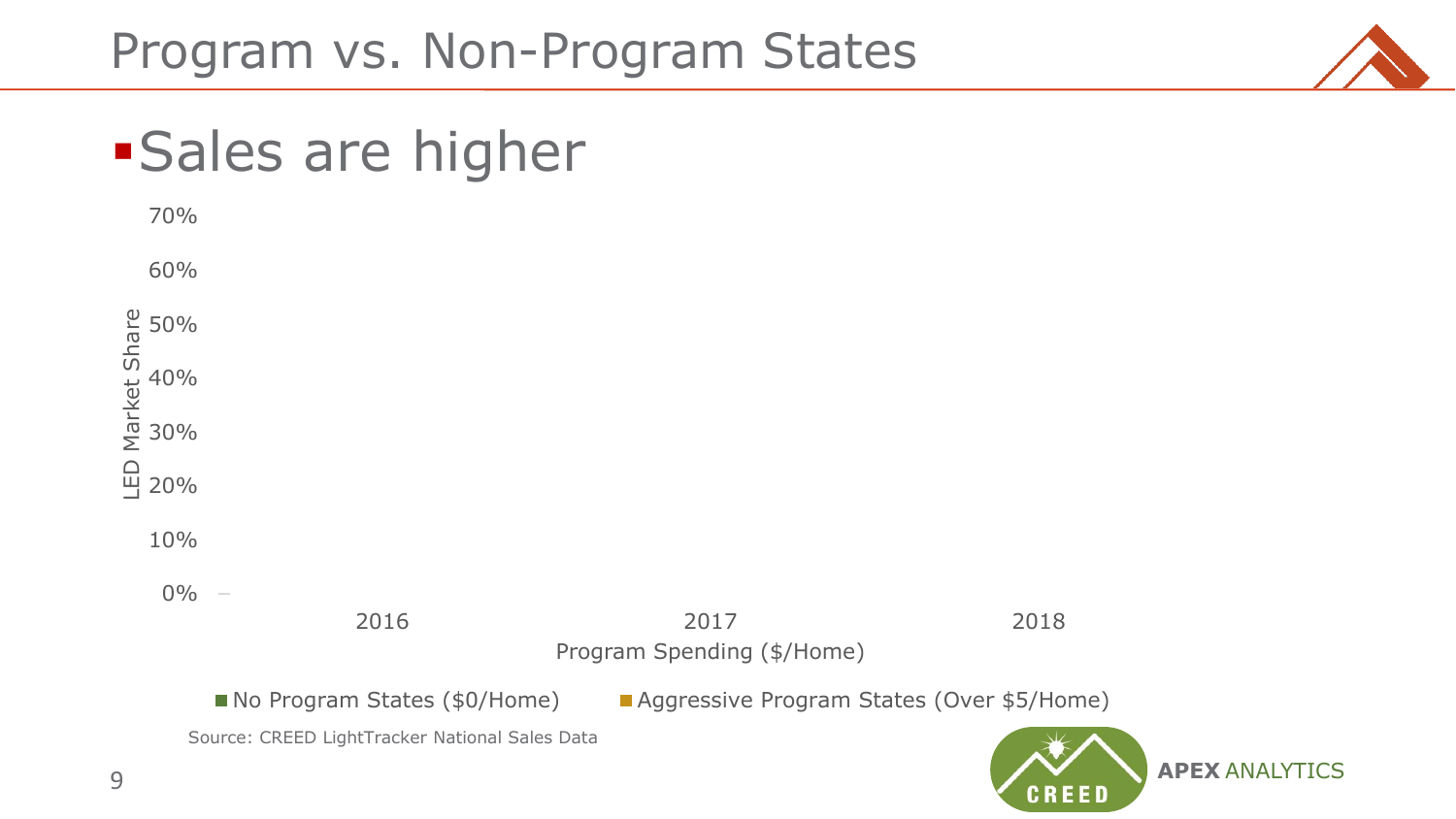# Program vs. Non-Program States

- Sales are higher

LED Market Share

70%
60%
50%
40%
30%
20%
10%
0%

2016 | 2017 | 2018

Program Spending ($/Home)

No Program States ($0/Home) | Aggressive Program States (Over $5/Home)

Source: CREED LightTracker National Sales Data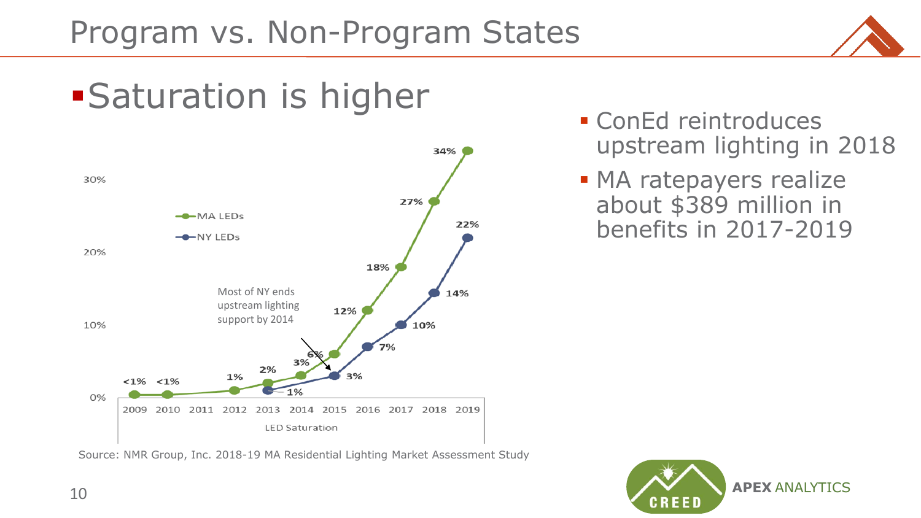# Program vs. Non-Program States

- Saturation is higher

| Year | MA LEDs | NY LEDs |
|---|---|---|
| 2009 | <1% | |
| 2010 | <1% | |
| 2011 | | |
| 2012 | 1% | |
| 2013 | 2% | 1% |
| 2014 | 3% | |
| 2015 | 6% | 3% |
| 2016 | 12% | 7% |
| 2017 | 18% | 10% |
| 2018 | 27% | 14% |
| 2019 | 34% | 22% |

LED Saturation

Most of NY ends upstream lighting support by 2014

Source: NMR Group, Inc. 2018-19 MA Residential Lighting Market Assessment Study

- ConEd reintroduces upstream lighting in 2018
- MA ratepayers realize about $389 million in benefits in 2017-2019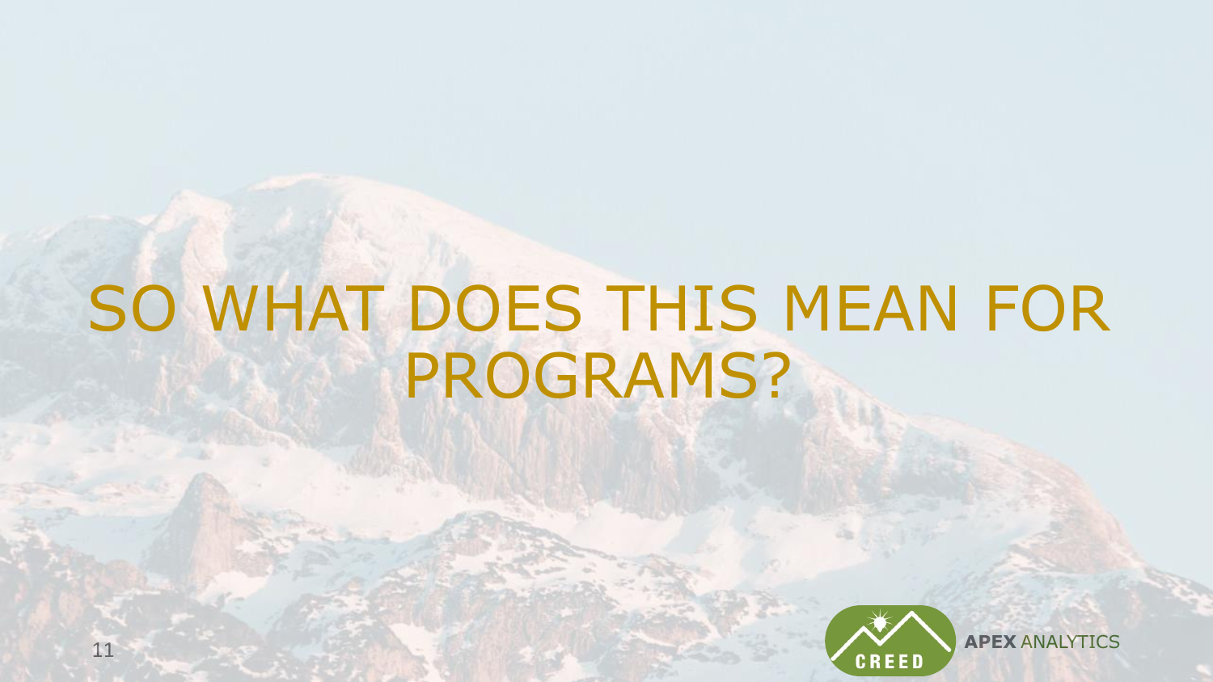# SO WHAT DOES THIS MEAN FOR PROGRAMS?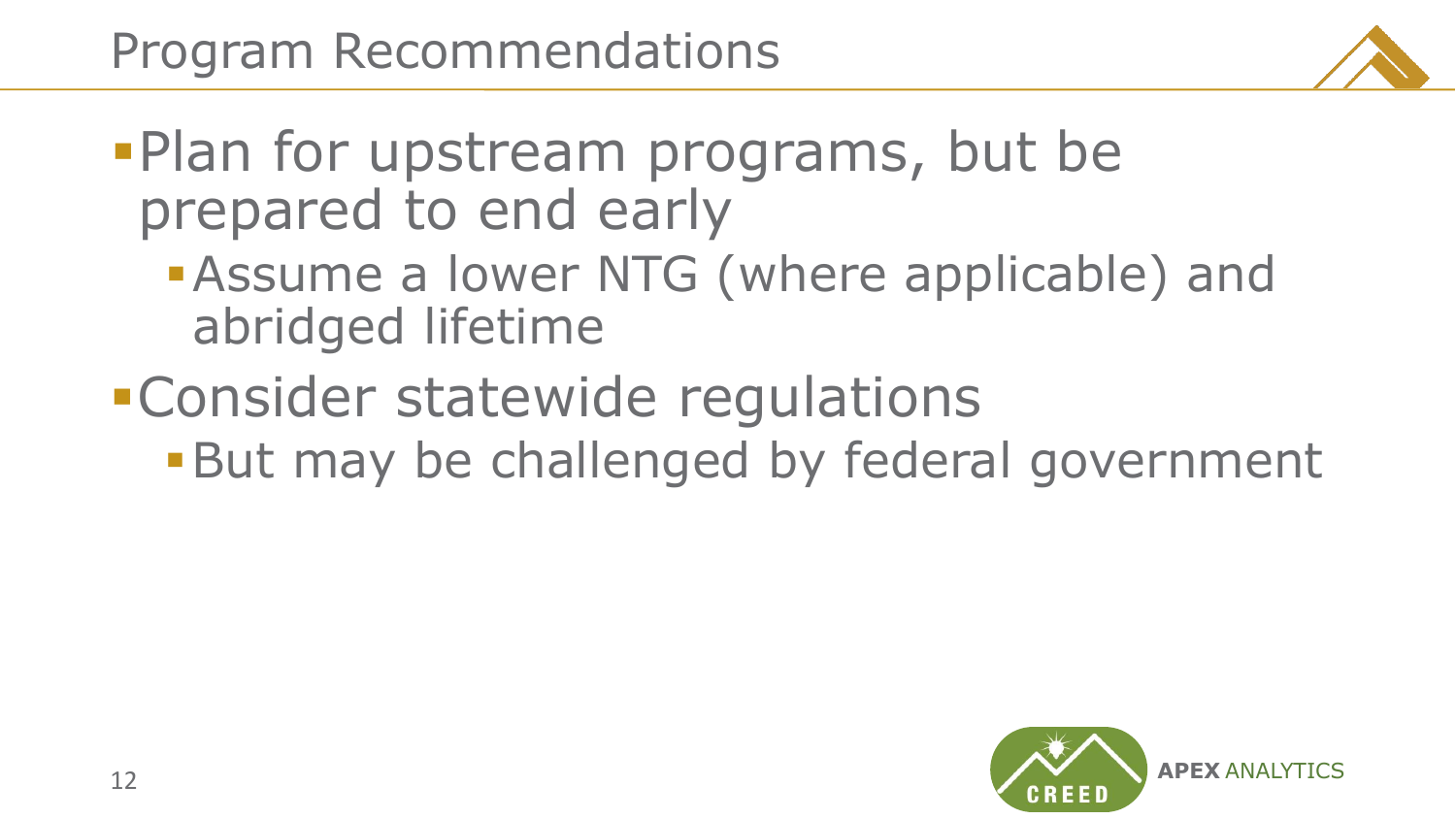# Program Recommendations

- Plan for upstream programs, but be prepared to end early
  - Assume a lower NTG (where applicable) and abridged lifetime
- Consider statewide regulations
  - But may be challenged by federal government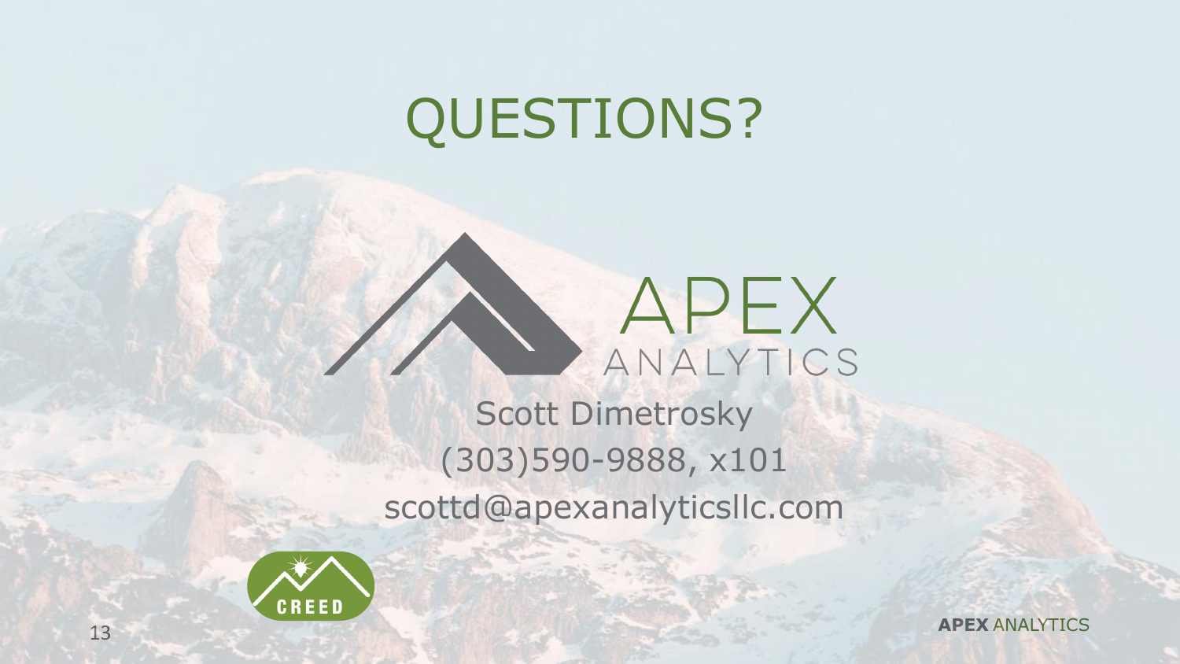# QUESTIONS?

APEX ANALYTICS

Scott Dimetrosky

(303)590-9888, x101

scottd@apexanalyticsllc.com

CREED